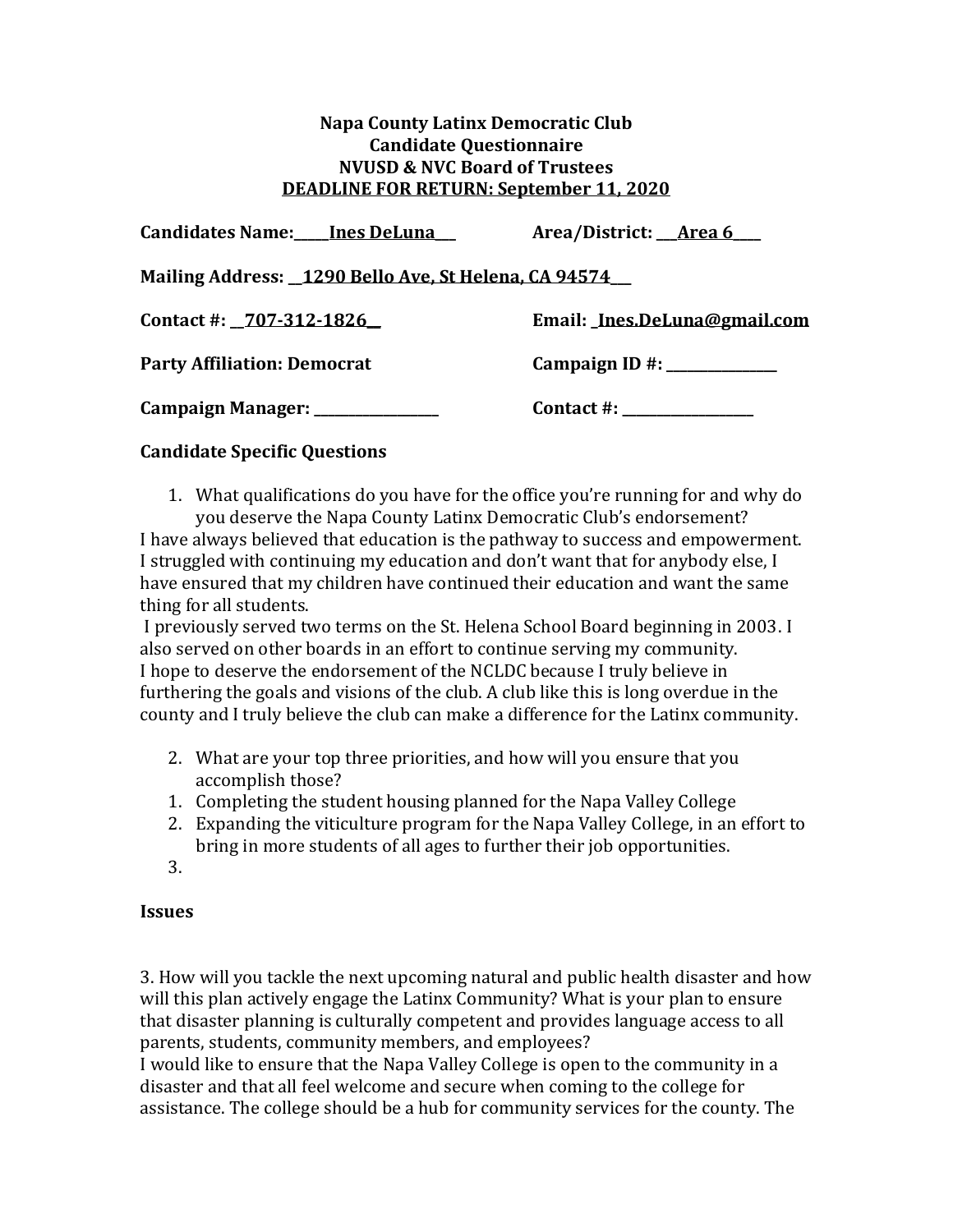**Napa County Latinx Democratic Club**
**Candidate Questionnaire**
**NVUSD & NVC Board of Trustees**
**DEADLINE FOR RETURN: September 11, 2020**

**Candidates Name:\_\_\_\_\_Ines DeLuna\_\_\_** **Area/District: \_\_\_Area 6\_\_\_\_**

**Mailing Address: \_\_1290 Bello Ave, St Helena, CA 94574\_\_\_**

**Contact #: \_\_707-312-1826\_\_** **Email: \_Ines.DeLuna@gmail.com**

**Party Affiliation: Democrat** **Campaign ID #: \_\_\_\_\_\_\_\_\_\_\_\_\_\_\_\_**

**Campaign Manager: \_\_\_\_\_\_\_\_\_\_\_\_\_\_\_\_\_\_** **Contact #: \_\_\_\_\_\_\_\_\_\_\_\_\_\_\_\_\_\_\_**

**Candidate Specific Questions**

1. What qualifications do you have for the office you're running for and why do you deserve the Napa County Latinx Democratic Club's endorsement?

I have always believed that education is the pathway to success and empowerment. I struggled with continuing my education and don't want that for anybody else, I have ensured that my children have continued their education and want the same thing for all students.

I previously served two terms on the St. Helena School Board beginning in 2003. I also served on other boards in an effort to continue serving my community.

I hope to deserve the endorsement of the NCLDC because I truly believe in furthering the goals and visions of the club. A club like this is long overdue in the county and I truly believe the club can make a difference for the Latinx community.

2. What are your top three priorities, and how will you ensure that you accomplish those?

1. Completing the student housing planned for the Napa Valley College
2. Expanding the viticulture program for the Napa Valley College, in an effort to bring in more students of all ages to further their job opportunities.
3.

**Issues**

3. How will you tackle the next upcoming natural and public health disaster and how will this plan actively engage the Latinx Community? What is your plan to ensure that disaster planning is culturally competent and provides language access to all parents, students, community members, and employees?

I would like to ensure that the Napa Valley College is open to the community in a disaster and that all feel welcome and secure when coming to the college for assistance. The college should be a hub for community services for the county. The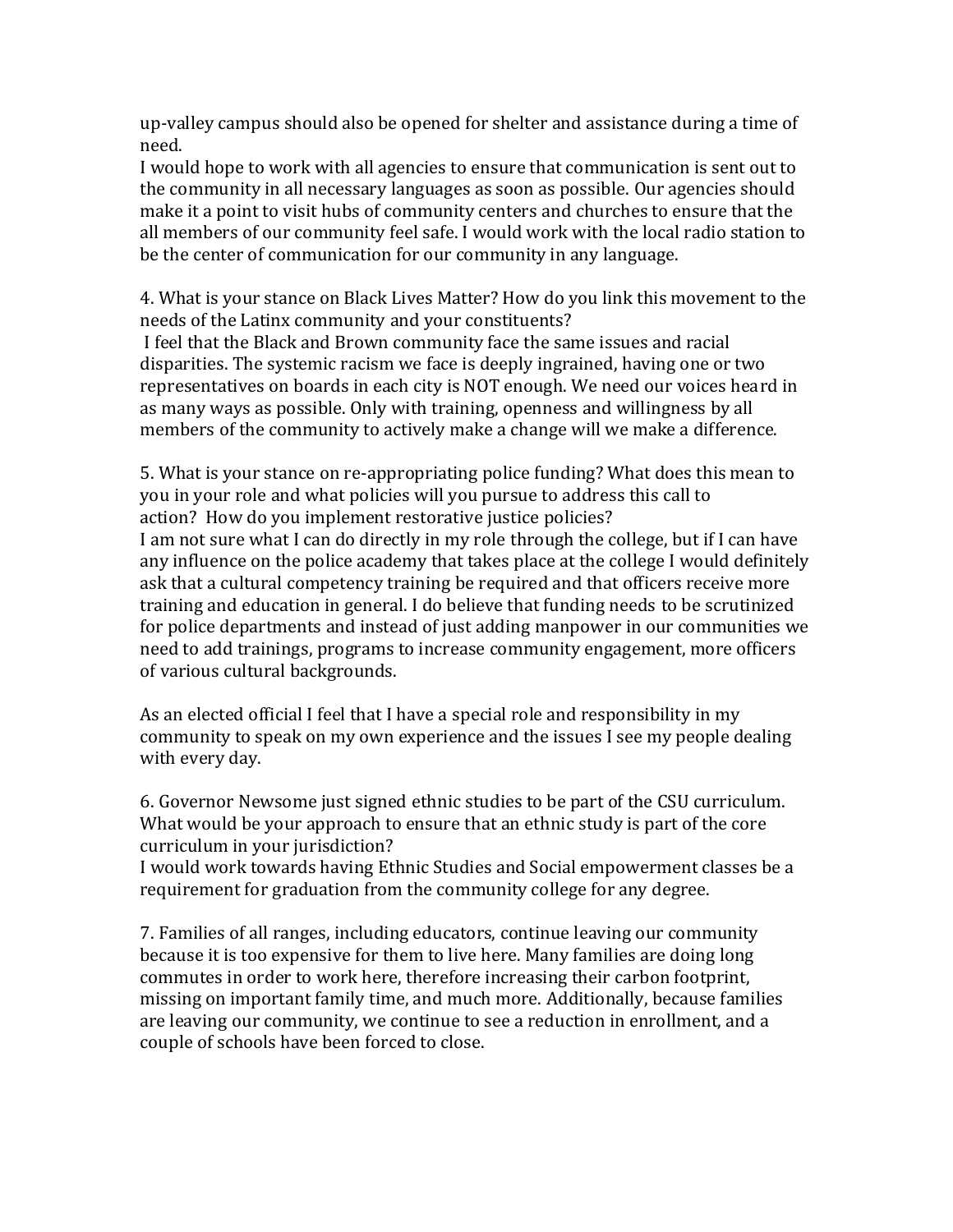up-valley campus should also be opened for shelter and assistance during a time of need.
I would hope to work with all agencies to ensure that communication is sent out to the community in all necessary languages as soon as possible. Our agencies should make it a point to visit hubs of community centers and churches to ensure that the all members of our community feel safe. I would work with the local radio station to be the center of communication for our community in any language.

4. What is your stance on Black Lives Matter? How do you link this movement to the needs of the Latinx community and your constituents?
I feel that the Black and Brown community face the same issues and racial disparities. The systemic racism we face is deeply ingrained, having one or two representatives on boards in each city is NOT enough. We need our voices heard in as many ways as possible. Only with training, openness and willingness by all members of the community to actively make a change will we make a difference.

5. What is your stance on re-appropriating police funding? What does this mean to you in your role and what policies will you pursue to address this call to action? How do you implement restorative justice policies?
I am not sure what I can do directly in my role through the college, but if I can have any influence on the police academy that takes place at the college I would definitely ask that a cultural competency training be required and that officers receive more training and education in general. I do believe that funding needs to be scrutinized for police departments and instead of just adding manpower in our communities we need to add trainings, programs to increase community engagement, more officers of various cultural backgrounds.

As an elected official I feel that I have a special role and responsibility in my community to speak on my own experience and the issues I see my people dealing with every day.

6. Governor Newsome just signed ethnic studies to be part of the CSU curriculum. What would be your approach to ensure that an ethnic study is part of the core curriculum in your jurisdiction?
I would work towards having Ethnic Studies and Social empowerment classes be a requirement for graduation from the community college for any degree.

7. Families of all ranges, including educators, continue leaving our community because it is too expensive for them to live here. Many families are doing long commutes in order to work here, therefore increasing their carbon footprint, missing on important family time, and much more. Additionally, because families are leaving our community, we continue to see a reduction in enrollment, and a couple of schools have been forced to close.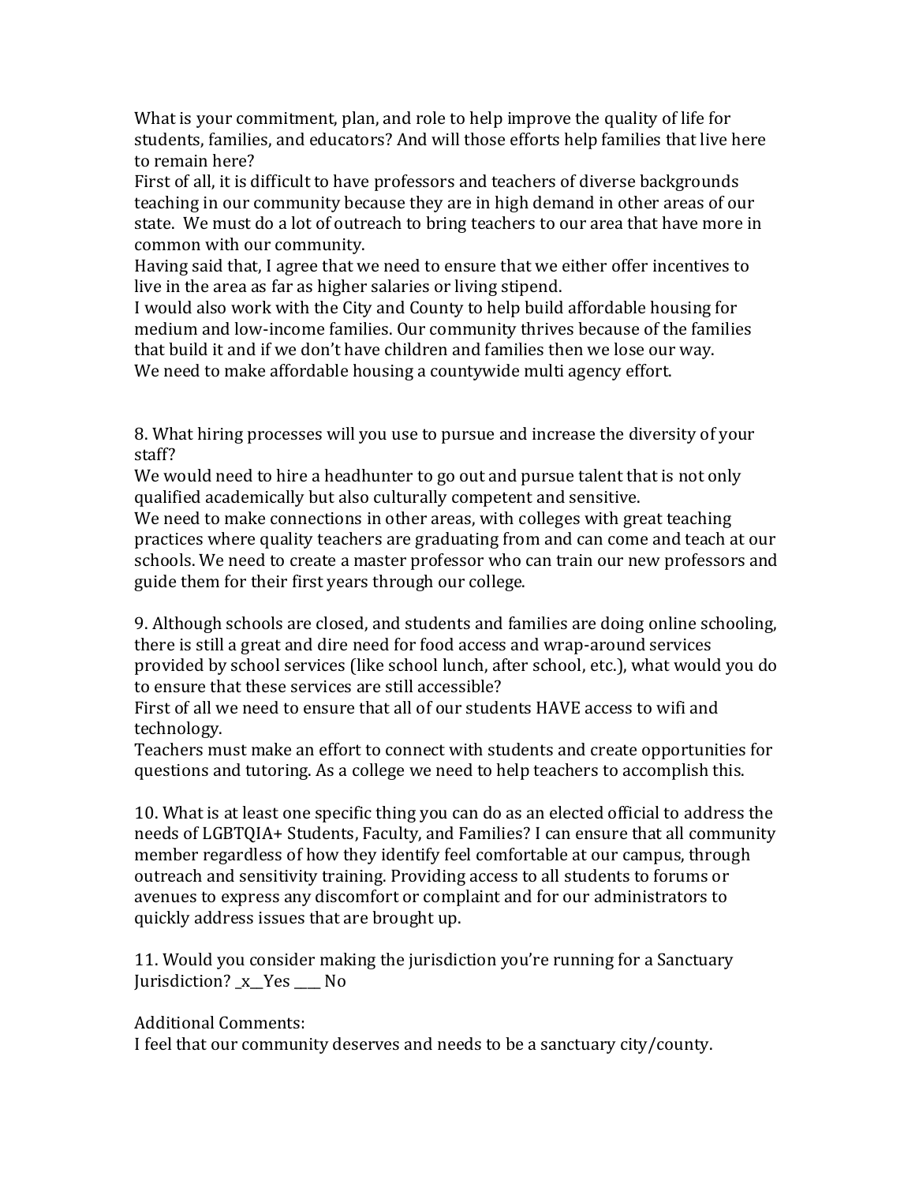What is your commitment, plan, and role to help improve the quality of life for students, families, and educators? And will those efforts help families that live here to remain here?
First of all, it is difficult to have professors and teachers of diverse backgrounds teaching in our community because they are in high demand in other areas of our state. We must do a lot of outreach to bring teachers to our area that have more in common with our community.
Having said that, I agree that we need to ensure that we either offer incentives to live in the area as far as higher salaries or living stipend.
I would also work with the City and County to help build affordable housing for medium and low-income families. Our community thrives because of the families that build it and if we don't have children and families then we lose our way.
We need to make affordable housing a countywide multi agency effort.

8. What hiring processes will you use to pursue and increase the diversity of your staff?
We would need to hire a headhunter to go out and pursue talent that is not only qualified academically but also culturally competent and sensitive.
We need to make connections in other areas, with colleges with great teaching practices where quality teachers are graduating from and can come and teach at our schools. We need to create a master professor who can train our new professors and guide them for their first years through our college.

9. Although schools are closed, and students and families are doing online schooling, there is still a great and dire need for food access and wrap-around services provided by school services (like school lunch, after school, etc.), what would you do to ensure that these services are still accessible?
First of all we need to ensure that all of our students HAVE access to wifi and technology.
Teachers must make an effort to connect with students and create opportunities for questions and tutoring. As a college we need to help teachers to accomplish this.

10. What is at least one specific thing you can do as an elected official to address the needs of LGBTQIA+ Students, Faculty, and Families? I can ensure that all community member regardless of how they identify feel comfortable at our campus, through outreach and sensitivity training. Providing access to all students to forums or avenues to express any discomfort or complaint and for our administrators to quickly address issues that are brought up.

11. Would you consider making the jurisdiction you're running for a Sanctuary Jurisdiction? _x__Yes ____ No

Additional Comments:
I feel that our community deserves and needs to be a sanctuary city/county.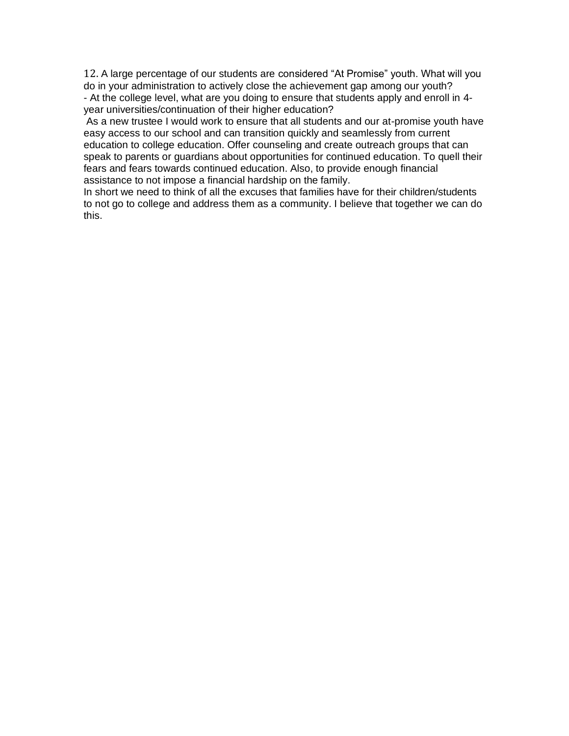12. A large percentage of our students are considered "At Promise" youth. What will you do in your administration to actively close the achievement gap among our youth?

- At the college level, what are you doing to ensure that students apply and enroll in 4-year universities/continuation of their higher education?

As a new trustee I would work to ensure that all students and our at-promise youth have easy access to our school and can transition quickly and seamlessly from current education to college education. Offer counseling and create outreach groups that can speak to parents or guardians about opportunities for continued education. To quell their fears and fears towards continued education. Also, to provide enough financial assistance to not impose a financial hardship on the family.

In short we need to think of all the excuses that families have for their children/students to not go to college and address them as a community. I believe that together we can do this.